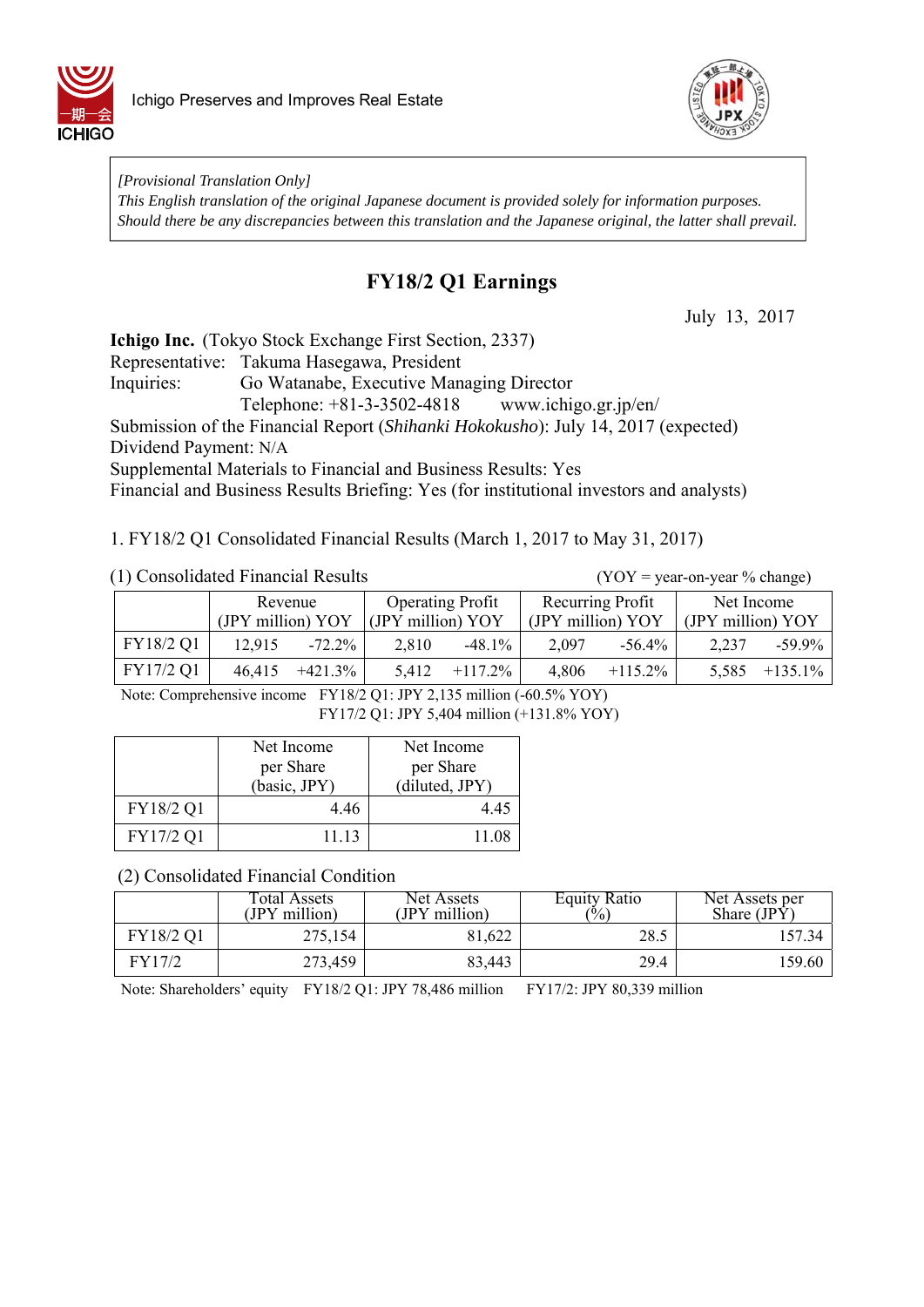Ichigo Preserves and Improves Real Estate

*[Provisional Translation Only]*
*This English translation of the original Japanese document is provided solely for information purposes. Should there be any discrepancies between this translation and the Japanese original, the latter shall prevail.*

# FY18/2 Q1 Earnings

July 13, 2017

**Ichigo Inc.** (Tokyo Stock Exchange First Section, 2337)
Representative: Takuma Hasegawa, President
Inquiries: Go Watanabe, Executive Managing Director
Telephone: +81-3-3502-4818 www.ichigo.gr.jp/en/
Submission of the Financial Report (*Shihanki Hokokusho*): July 14, 2017 (expected)
Dividend Payment: N/A
Supplemental Materials to Financial and Business Results: Yes
Financial and Business Results Briefing: Yes (for institutional investors and analysts)

## 1. FY18/2 Q1 Consolidated Financial Results (March 1, 2017 to May 31, 2017)

### (1) Consolidated Financial Results

(YOY = year-on-year % change)

| | Revenue (JPY million) | YOY | Operating Profit (JPY million) | YOY | Recurring Profit (JPY million) | YOY | Net Income (JPY million) | YOY |
|---|---|---|---|---|---|---|---|---|
| FY18/2 Q1 | 12,915 | -72.2% | 2,810 | -48.1% | 2,097 | -56.4% | 2,237 | -59.9% |
| FY17/2 Q1 | 46,415 | +421.3% | 5,412 | +117.2% | 4,806 | +115.2% | 5,585 | +135.1% |

Note: Comprehensive income FY18/2 Q1: JPY 2,135 million (-60.5% YOY)
FY17/2 Q1: JPY 5,404 million (+131.8% YOY)

| | Net Income per Share (basic, JPY) | Net Income per Share (diluted, JPY) |
|---|---|---|
| FY18/2 Q1 | 4.46 | 4.45 |
| FY17/2 Q1 | 11.13 | 11.08 |

### (2) Consolidated Financial Condition

| | Total Assets (JPY million) | Net Assets (JPY million) | Equity Ratio (%) | Net Assets per Share (JPY) |
|---|---|---|---|---|
| FY18/2 Q1 | 275,154 | 81,622 | 28.5 | 157.34 |
| FY17/2 | 273,459 | 83,443 | 29.4 | 159.60 |

Note: Shareholders' equity FY18/2 Q1: JPY 78,486 million FY17/2: JPY 80,339 million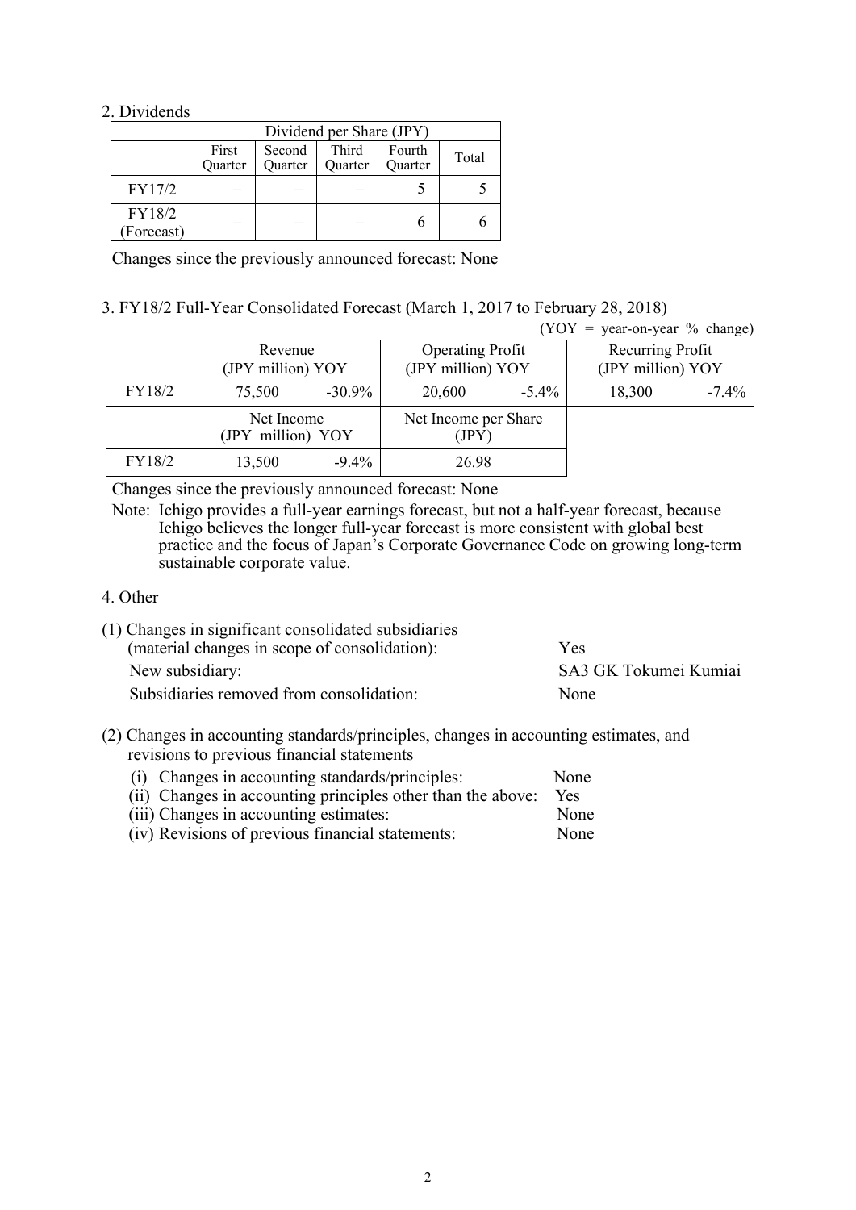2. Dividends

| | Dividend per Share (JPY) | | | | |
|---|---|---|---|---|---|
| | First Quarter | Second Quarter | Third Quarter | Fourth Quarter | Total |
| FY17/2 | – | – | – | 5 | 5 |
| FY18/2 (Forecast) | – | – | – | 6 | 6 |

Changes since the previously announced forecast: None

3. FY18/2 Full-Year Consolidated Forecast (March 1, 2017 to February 28, 2018)

(YOY = year-on-year % change)

| | Revenue (JPY million) YOY | | Operating Profit (JPY million) YOY | | Recurring Profit (JPY million) YOY | |
|---|---|---|---|---|---|---|
| FY18/2 | 75,500 | -30.9% | 20,600 | -5.4% | 18,300 | -7.4% |

| | Net Income (JPY million) YOY | | Net Income per Share (JPY) |
|---|---|---|---|
| FY18/2 | 13,500 | -9.4% | 26.98 |

Changes since the previously announced forecast: None

Note: Ichigo provides a full-year earnings forecast, but not a half-year forecast, because Ichigo believes the longer full-year forecast is more consistent with global best practice and the focus of Japan's Corporate Governance Code on growing long-term sustainable corporate value.

4. Other

(1) Changes in significant consolidated subsidiaries (material changes in scope of consolidation): Yes

New subsidiary: SA3 GK Tokumei Kumiai

Subsidiaries removed from consolidation: None

(2) Changes in accounting standards/principles, changes in accounting estimates, and revisions to previous financial statements

(i) Changes in accounting standards/principles: None

(ii) Changes in accounting principles other than the above: Yes

(iii) Changes in accounting estimates: None

(iv) Revisions of previous financial statements: None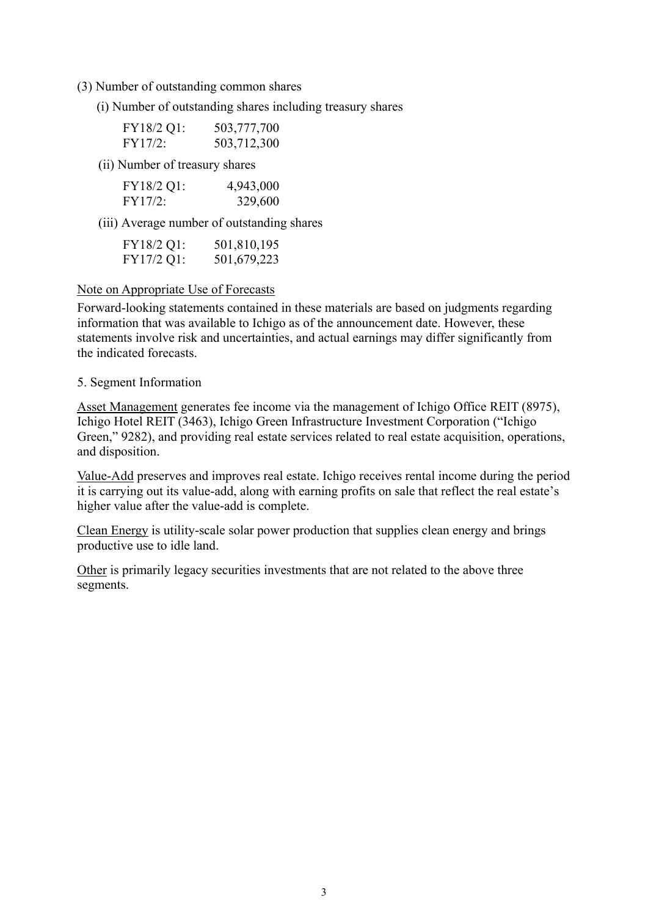(3) Number of outstanding common shares

(i) Number of outstanding shares including treasury shares

| | |
|---|---|
| FY18/2 Q1: | 503,777,700 |
| FY17/2: | 503,712,300 |

(ii) Number of treasury shares

| | |
|---|---|
| FY18/2 Q1: | 4,943,000 |
| FY17/2: | 329,600 |

(iii) Average number of outstanding shares

| | |
|---|---|
| FY18/2 Q1: | 501,810,195 |
| FY17/2 Q1: | 501,679,223 |

Note on Appropriate Use of Forecasts

Forward-looking statements contained in these materials are based on judgments regarding information that was available to Ichigo as of the announcement date. However, these statements involve risk and uncertainties, and actual earnings may differ significantly from the indicated forecasts.

5. Segment Information

Asset Management generates fee income via the management of Ichigo Office REIT (8975), Ichigo Hotel REIT (3463), Ichigo Green Infrastructure Investment Corporation ("Ichigo Green," 9282), and providing real estate services related to real estate acquisition, operations, and disposition.

Value-Add preserves and improves real estate. Ichigo receives rental income during the period it is carrying out its value-add, along with earning profits on sale that reflect the real estate's higher value after the value-add is complete.

Clean Energy is utility-scale solar power production that supplies clean energy and brings productive use to idle land.

Other is primarily legacy securities investments that are not related to the above three segments.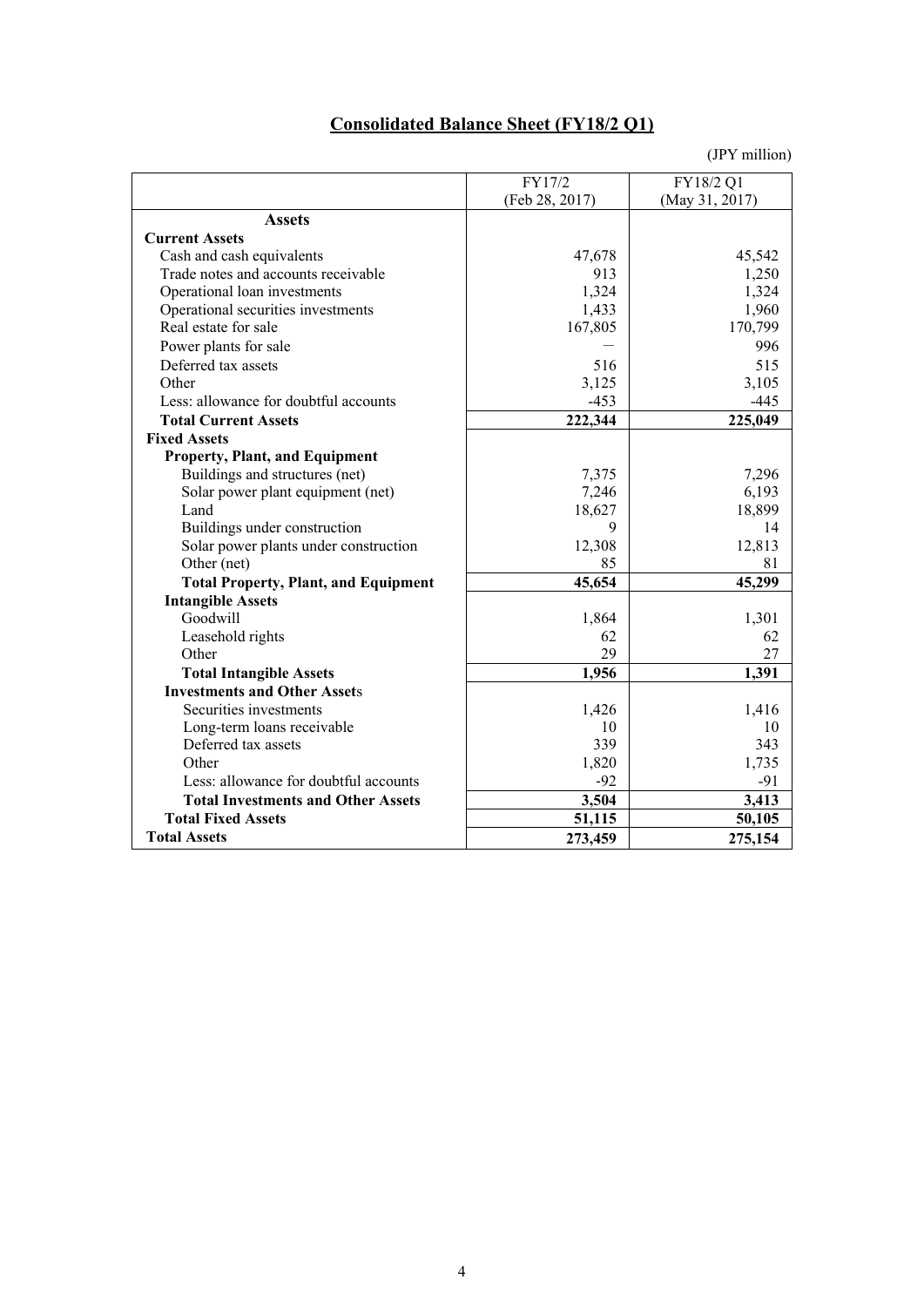## Consolidated Balance Sheet (FY18/2 Q1)

(JPY million)

| | FY17/2 (Feb 28, 2017) | FY18/2 Q1 (May 31, 2017) |
|---|---|---|
| **Assets** | | |
| **Current Assets** | | |
| Cash and cash equivalents | 47,678 | 45,542 |
| Trade notes and accounts receivable | 913 | 1,250 |
| Operational loan investments | 1,324 | 1,324 |
| Operational securities investments | 1,433 | 1,960 |
| Real estate for sale | 167,805 | 170,799 |
| Power plants for sale | — | 996 |
| Deferred tax assets | 516 | 515 |
| Other | 3,125 | 3,105 |
| Less: allowance for doubtful accounts | -453 | -445 |
| **Total Current Assets** | **222,344** | **225,049** |
| **Fixed Assets** | | |
| **Property, Plant, and Equipment** | | |
| Buildings and structures (net) | 7,375 | 7,296 |
| Solar power plant equipment (net) | 7,246 | 6,193 |
| Land | 18,627 | 18,899 |
| Buildings under construction | 9 | 14 |
| Solar power plants under construction | 12,308 | 12,813 |
| Other (net) | 85 | 81 |
| **Total Property, Plant, and Equipment** | **45,654** | **45,299** |
| **Intangible Assets** | | |
| Goodwill | 1,864 | 1,301 |
| Leasehold rights | 62 | 62 |
| Other | 29 | 27 |
| **Total Intangible Assets** | **1,956** | **1,391** |
| **Investments and Other Assets** | | |
| Securities investments | 1,426 | 1,416 |
| Long-term loans receivable | 10 | 10 |
| Deferred tax assets | 339 | 343 |
| Other | 1,820 | 1,735 |
| Less: allowance for doubtful accounts | -92 | -91 |
| **Total Investments and Other Assets** | **3,504** | **3,413** |
| **Total Fixed Assets** | **51,115** | **50,105** |
| **Total Assets** | **273,459** | **275,154** |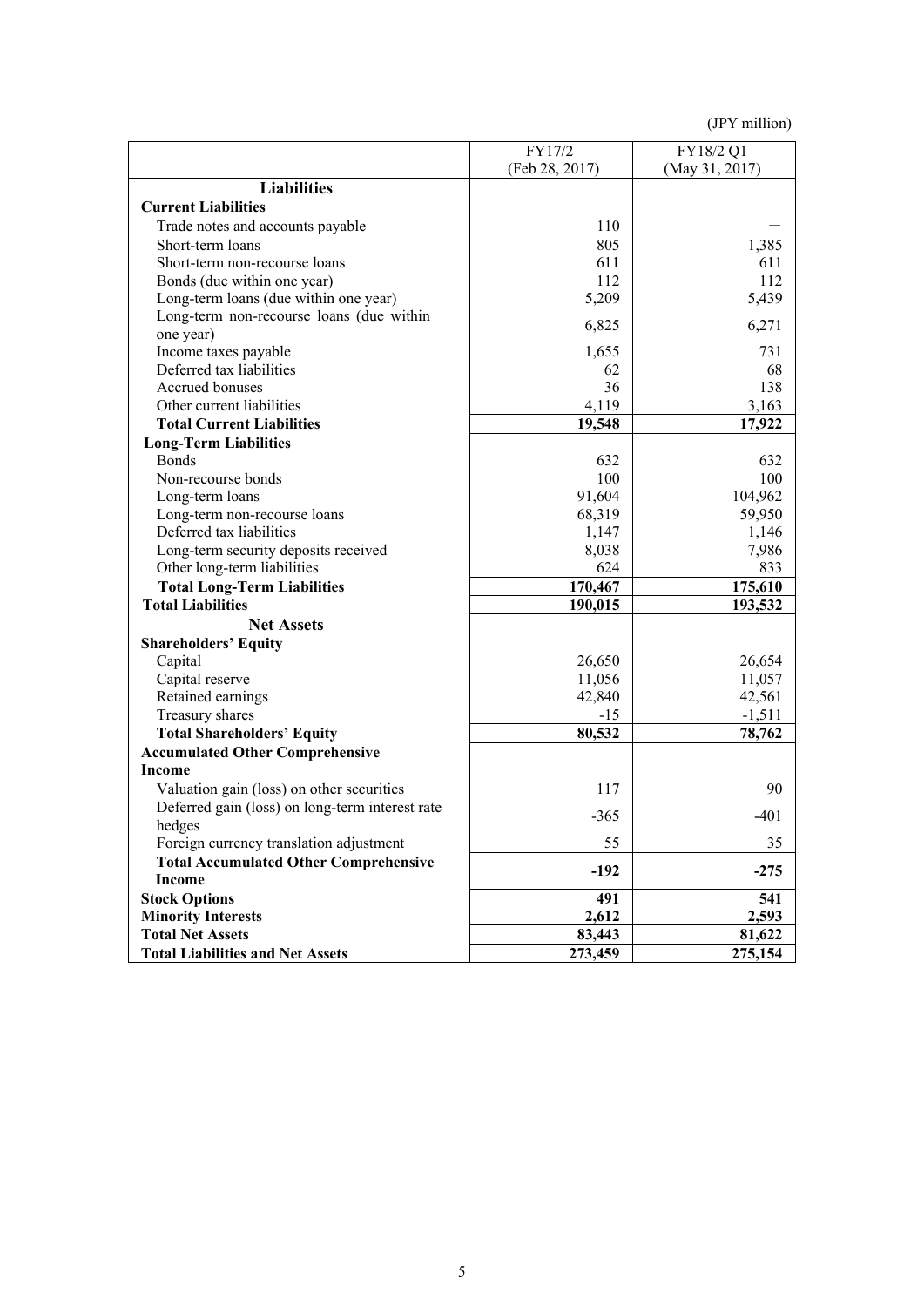(JPY million)

| | FY17/2 (Feb 28, 2017) | FY18/2 Q1 (May 31, 2017) |
|---|---|---|
| **Liabilities** | | |
| **Current Liabilities** | | |
| Trade notes and accounts payable | 110 | — |
| Short-term loans | 805 | 1,385 |
| Short-term non-recourse loans | 611 | 611 |
| Bonds (due within one year) | 112 | 112 |
| Long-term loans (due within one year) | 5,209 | 5,439 |
| Long-term non-recourse loans (due within one year) | 6,825 | 6,271 |
| Income taxes payable | 1,655 | 731 |
| Deferred tax liabilities | 62 | 68 |
| Accrued bonuses | 36 | 138 |
| Other current liabilities | 4,119 | 3,163 |
| **Total Current Liabilities** | **19,548** | **17,922** |
| **Long-Term Liabilities** | | |
| Bonds | 632 | 632 |
| Non-recourse bonds | 100 | 100 |
| Long-term loans | 91,604 | 104,962 |
| Long-term non-recourse loans | 68,319 | 59,950 |
| Deferred tax liabilities | 1,147 | 1,146 |
| Long-term security deposits received | 8,038 | 7,986 |
| Other long-term liabilities | 624 | 833 |
| **Total Long-Term Liabilities** | **170,467** | **175,610** |
| **Total Liabilities** | **190,015** | **193,532** |
| **Net Assets** | | |
| **Shareholders' Equity** | | |
| Capital | 26,650 | 26,654 |
| Capital reserve | 11,056 | 11,057 |
| Retained earnings | 42,840 | 42,561 |
| Treasury shares | -15 | -1,511 |
| **Total Shareholders' Equity** | **80,532** | **78,762** |
| **Accumulated Other Comprehensive Income** | | |
| Valuation gain (loss) on other securities | 117 | 90 |
| Deferred gain (loss) on long-term interest rate hedges | -365 | -401 |
| Foreign currency translation adjustment | 55 | 35 |
| **Total Accumulated Other Comprehensive Income** | **-192** | **-275** |
| **Stock Options** | **491** | **541** |
| **Minority Interests** | **2,612** | **2,593** |
| **Total Net Assets** | **83,443** | **81,622** |
| **Total Liabilities and Net Assets** | **273,459** | **275,154** |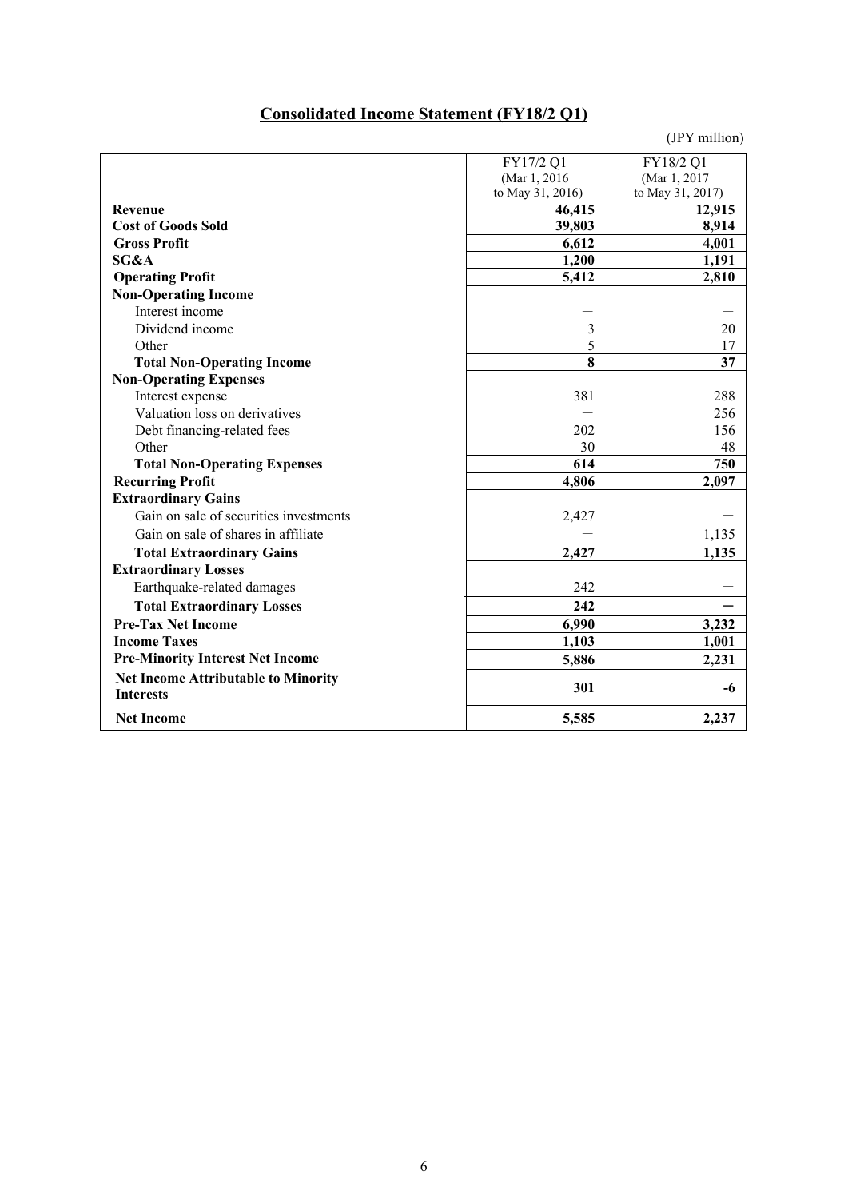## Consolidated Income Statement (FY18/2 Q1)

(JPY million)

| | FY17/2 Q1 (Mar 1, 2016 to May 31, 2016) | FY18/2 Q1 (Mar 1, 2017 to May 31, 2017) |
|---|---|---|
| **Revenue** | **46,415** | **12,915** |
| **Cost of Goods Sold** | **39,803** | **8,914** |
| **Gross Profit** | **6,612** | **4,001** |
| **SG&A** | **1,200** | **1,191** |
| **Operating Profit** | **5,412** | **2,810** |
| **Non-Operating Income** | | |
| Interest income | ― | ― |
| Dividend income | 3 | 20 |
| Other | 5 | 17 |
| **Total Non-Operating Income** | **8** | **37** |
| **Non-Operating Expenses** | | |
| Interest expense | 381 | 288 |
| Valuation loss on derivatives | ― | 256 |
| Debt financing-related fees | 202 | 156 |
| Other | 30 | 48 |
| **Total Non-Operating Expenses** | **614** | **750** |
| **Recurring Profit** | **4,806** | **2,097** |
| **Extraordinary Gains** | | |
| Gain on sale of securities investments | 2,427 | ― |
| Gain on sale of shares in affiliate | ― | 1,135 |
| **Total Extraordinary Gains** | **2,427** | **1,135** |
| **Extraordinary Losses** | | |
| Earthquake-related damages | 242 | ― |
| **Total Extraordinary Losses** | **242** | **―** |
| **Pre-Tax Net Income** | **6,990** | **3,232** |
| **Income Taxes** | **1,103** | **1,001** |
| **Pre-Minority Interest Net Income** | **5,886** | **2,231** |
| **Net Income Attributable to Minority Interests** | **301** | **-6** |
| **Net Income** | **5,585** | **2,237** |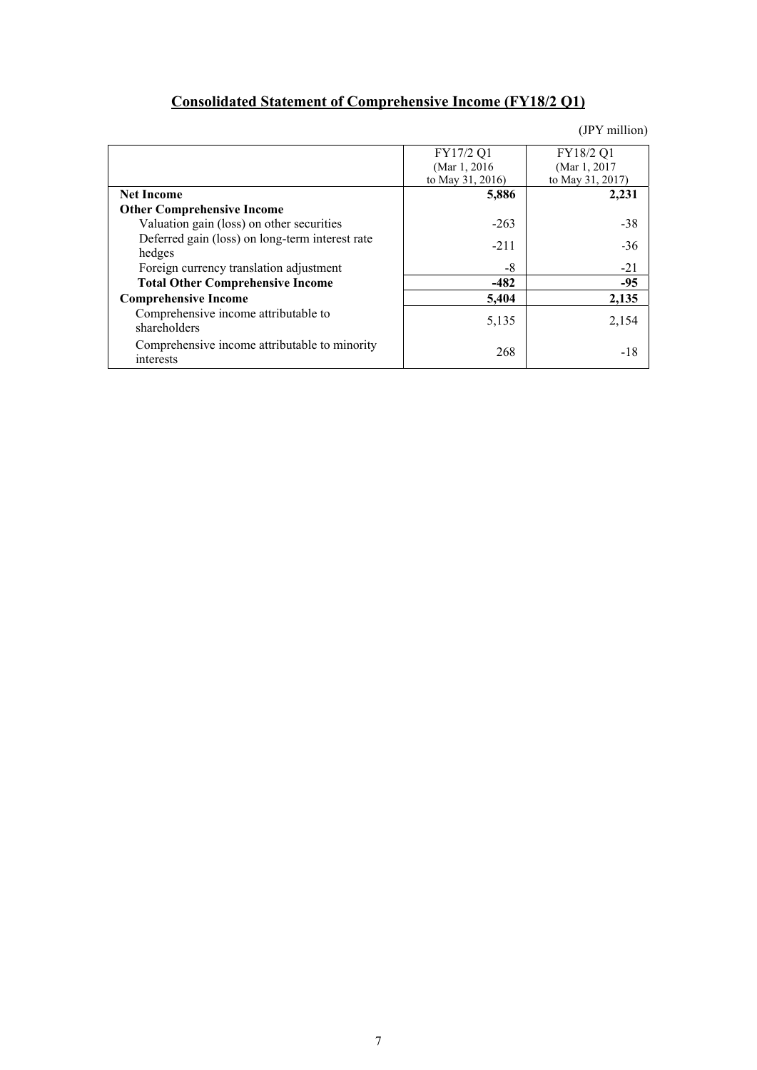## Consolidated Statement of Comprehensive Income (FY18/2 Q1)

(JPY million)

| | FY17/2 Q1 (Mar 1, 2016 to May 31, 2016) | FY18/2 Q1 (Mar 1, 2017 to May 31, 2017) |
|---|---|---|
| **Net Income** | **5,886** | **2,231** |
| **Other Comprehensive Income** | | |
| Valuation gain (loss) on other securities | -263 | -38 |
| Deferred gain (loss) on long-term interest rate hedges | -211 | -36 |
| Foreign currency translation adjustment | -8 | -21 |
| **Total Other Comprehensive Income** | **-482** | **-95** |
| **Comprehensive Income** | **5,404** | **2,135** |
| Comprehensive income attributable to shareholders | 5,135 | 2,154 |
| Comprehensive income attributable to minority interests | 268 | -18 |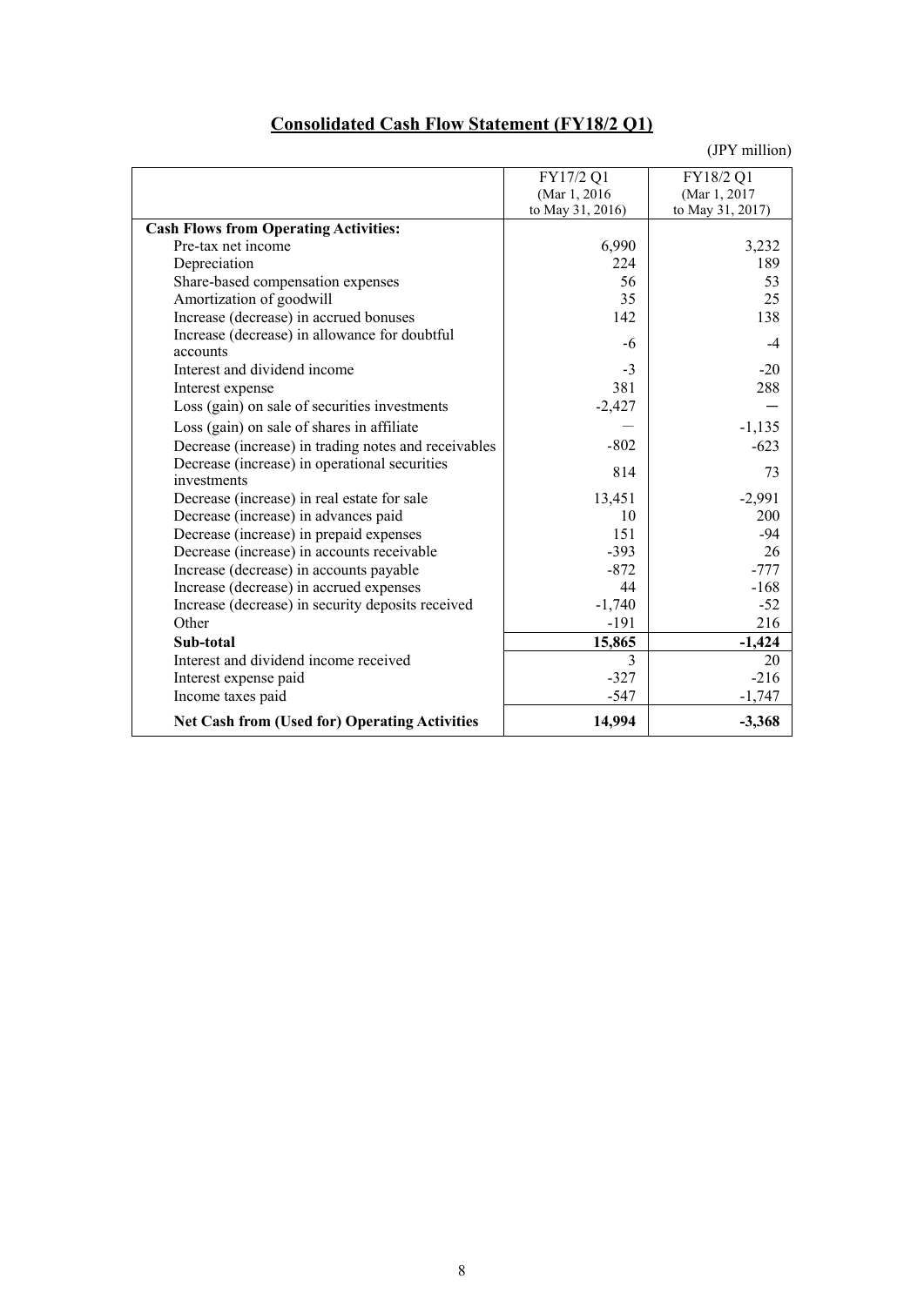## Consolidated Cash Flow Statement (FY18/2 Q1)

(JPY million)

| | FY17/2 Q1 (Mar 1, 2016 to May 31, 2016) | FY18/2 Q1 (Mar 1, 2017 to May 31, 2017) |
|---|---|---|
| **Cash Flows from Operating Activities:** | | |
| Pre-tax net income | 6,990 | 3,232 |
| Depreciation | 224 | 189 |
| Share-based compensation expenses | 56 | 53 |
| Amortization of goodwill | 35 | 25 |
| Increase (decrease) in accrued bonuses | 142 | 138 |
| Increase (decrease) in allowance for doubtful accounts | -6 | -4 |
| Interest and dividend income | -3 | -20 |
| Interest expense | 381 | 288 |
| Loss (gain) on sale of securities investments | -2,427 | ― |
| Loss (gain) on sale of shares in affiliate | ― | -1,135 |
| Decrease (increase) in trading notes and receivables | -802 | -623 |
| Decrease (increase) in operational securities investments | 814 | 73 |
| Decrease (increase) in real estate for sale | 13,451 | -2,991 |
| Decrease (increase) in advances paid | 10 | 200 |
| Decrease (increase) in prepaid expenses | 151 | -94 |
| Decrease (increase) in accounts receivable | -393 | 26 |
| Increase (decrease) in accounts payable | -872 | -777 |
| Increase (decrease) in accrued expenses | 44 | -168 |
| Increase (decrease) in security deposits received | -1,740 | -52 |
| Other | -191 | 216 |
| **Sub-total** | **15,865** | **-1,424** |
| Interest and dividend income received | 3 | 20 |
| Interest expense paid | -327 | -216 |
| Income taxes paid | -547 | -1,747 |
| **Net Cash from (Used for) Operating Activities** | **14,994** | **-3,368** |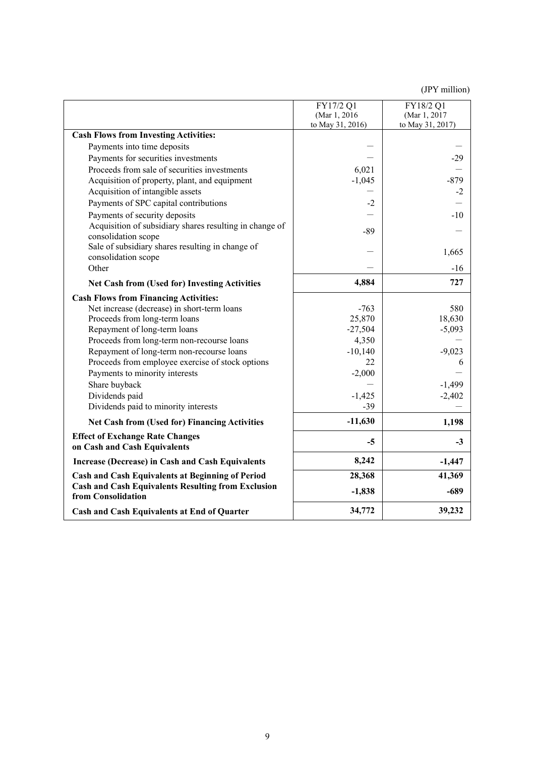(JPY million)

| | FY17/2 Q1 (Mar 1, 2016 to May 31, 2016) | FY18/2 Q1 (Mar 1, 2017 to May 31, 2017) |
|---|---|---|
| **Cash Flows from Investing Activities:** | | |
| Payments into time deposits | — | — |
| Payments for securities investments | — | -29 |
| Proceeds from sale of securities investments | 6,021 | — |
| Acquisition of property, plant, and equipment | -1,045 | -879 |
| Acquisition of intangible assets | — | -2 |
| Payments of SPC capital contributions | -2 | — |
| Payments of security deposits | — | -10 |
| Acquisition of subsidiary shares resulting in change of consolidation scope | -89 | — |
| Sale of subsidiary shares resulting in change of consolidation scope | — | 1,665 |
| Other | — | -16 |
| **Net Cash from (Used for) Investing Activities** | **4,884** | **727** |
| **Cash Flows from Financing Activities:** | | |
| Net increase (decrease) in short-term loans | -763 | 580 |
| Proceeds from long-term loans | 25,870 | 18,630 |
| Repayment of long-term loans | -27,504 | -5,093 |
| Proceeds from long-term non-recourse loans | 4,350 | — |
| Repayment of long-term non-recourse loans | -10,140 | -9,023 |
| Proceeds from employee exercise of stock options | 22 | 6 |
| Payments to minority interests | -2,000 | — |
| Share buyback | — | -1,499 |
| Dividends paid | -1,425 | -2,402 |
| Dividends paid to minority interests | -39 | — |
| **Net Cash from (Used for) Financing Activities** | **-11,630** | **1,198** |
| **Effect of Exchange Rate Changes on Cash and Cash Equivalents** | **-5** | **-3** |
| **Increase (Decrease) in Cash and Cash Equivalents** | **8,242** | **-1,447** |
| **Cash and Cash Equivalents at Beginning of Period** | **28,368** | **41,369** |
| **Cash and Cash Equivalents Resulting from Exclusion from Consolidation** | **-1,838** | **-689** |
| **Cash and Cash Equivalents at End of Quarter** | **34,772** | **39,232** |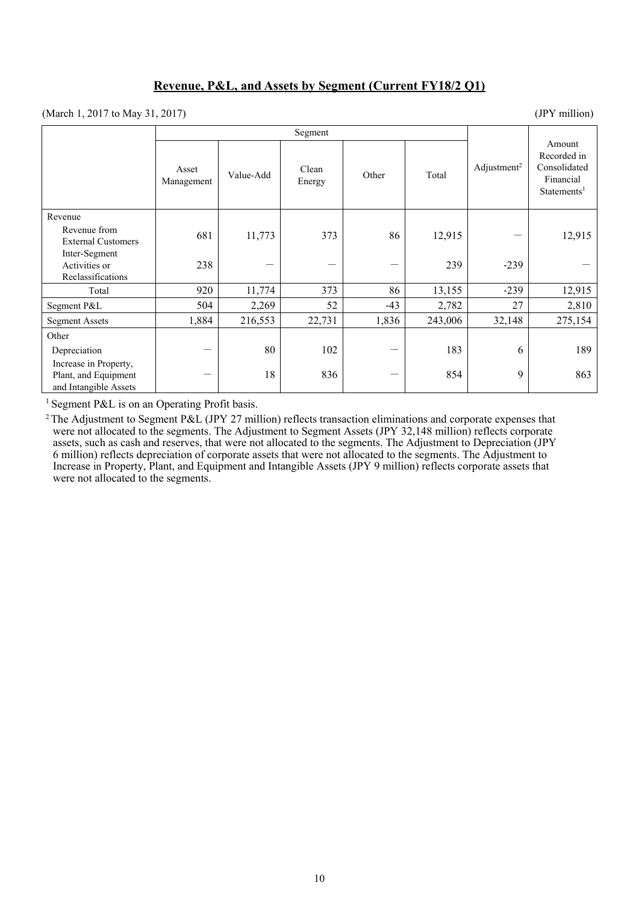## Revenue, P&L, and Assets by Segment (Current FY18/2 Q1)

(March 1, 2017 to May 31, 2017) (JPY million)

| | Segment | | | | | Adjustment[2] | Amount Recorded in Consolidated Financial Statements[1] |
|---|---|---|---|---|---|---|---|
| | Asset Management | Value-Add | Clean Energy | Other | Total | | |
| Revenue | | | | | | | |
| Revenue from External Customers | 681 | 11,773 | 373 | 86 | 12,915 | — | 12,915 |
| Inter-Segment Activities or Reclassifications | 238 | — | — | — | 239 | -239 | — |
| Total | 920 | 11,774 | 373 | 86 | 13,155 | -239 | 12,915 |
| Segment P&L | 504 | 2,269 | 52 | -43 | 2,782 | 27 | 2,810 |
| Segment Assets | 1,884 | 216,553 | 22,731 | 1,836 | 243,006 | 32,148 | 275,154 |
| Other | | | | | | | |
| Depreciation | — | 80 | 102 | — | 183 | 6 | 189 |
| Increase in Property, Plant, and Equipment and Intangible Assets | — | 18 | 836 | — | 854 | 9 | 863 |

[1] Segment P&L is on an Operating Profit basis.

[2] The Adjustment to Segment P&L (JPY 27 million) reflects transaction eliminations and corporate expenses that were not allocated to the segments. The Adjustment to Segment Assets (JPY 32,148 million) reflects corporate assets, such as cash and reserves, that were not allocated to the segments. The Adjustment to Depreciation (JPY 6 million) reflects depreciation of corporate assets that were not allocated to the segments. The Adjustment to Increase in Property, Plant, and Equipment and Intangible Assets (JPY 9 million) reflects corporate assets that were not allocated to the segments.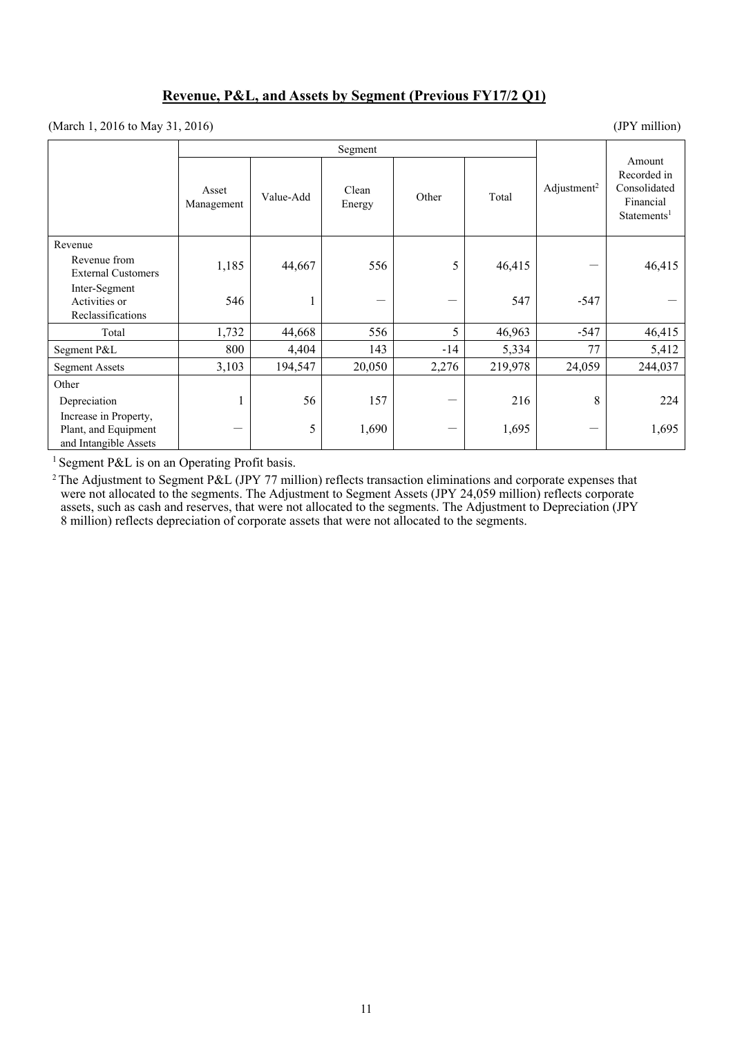## **Revenue, P&L, and Assets by Segment (Previous FY17/2 Q1)**

(March 1, 2016 to May 31, 2016) (JPY million)

| | Segment | | | | | Adjustment[2] | Amount Recorded in Consolidated Financial Statements[1] |
|---|---|---|---|---|---|---|---|
| | Asset Management | Value-Add | Clean Energy | Other | Total | | |
| Revenue | | | | | | | |
| Revenue from External Customers | 1,185 | 44,667 | 556 | 5 | 46,415 | — | 46,415 |
| Inter-Segment Activities or Reclassifications | 546 | 1 | — | — | 547 | -547 | — |
| Total | 1,732 | 44,668 | 556 | 5 | 46,963 | -547 | 46,415 |
| Segment P&L | 800 | 4,404 | 143 | -14 | 5,334 | 77 | 5,412 |
| Segment Assets | 3,103 | 194,547 | 20,050 | 2,276 | 219,978 | 24,059 | 244,037 |
| Other | | | | | | | |
| Depreciation | 1 | 56 | 157 | — | 216 | 8 | 224 |
| Increase in Property, Plant, and Equipment and Intangible Assets | — | 5 | 1,690 | — | 1,695 | — | 1,695 |

[1] Segment P&L is on an Operating Profit basis.

[2] The Adjustment to Segment P&L (JPY 77 million) reflects transaction eliminations and corporate expenses that were not allocated to the segments. The Adjustment to Segment Assets (JPY 24,059 million) reflects corporate assets, such as cash and reserves, that were not allocated to the segments. The Adjustment to Depreciation (JPY 8 million) reflects depreciation of corporate assets that were not allocated to the segments.